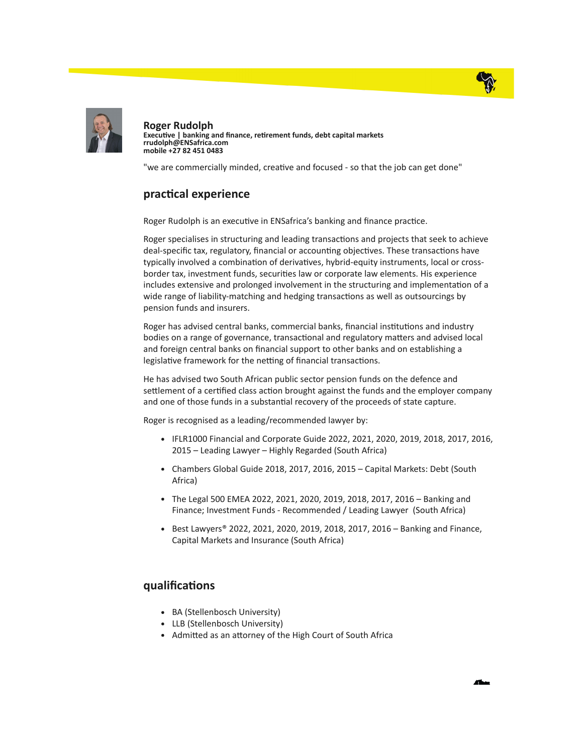# Roger Rudolph

**Executive | banking and finance, retirement funds, debt capital markets**
**rrudolph@ENSafrica.com**
**mobile +27 82 451 0483**

"we are commercially minded, creative and focused - so that the job can get done"

## practical experience

Roger Rudolph is an executive in ENSafrica's banking and finance practice.

Roger specialises in structuring and leading transactions and projects that seek to achieve deal-specific tax, regulatory, financial or accounting objectives. These transactions have typically involved a combination of derivatives, hybrid-equity instruments, local or cross-border tax, investment funds, securities law or corporate law elements. His experience includes extensive and prolonged involvement in the structuring and implementation of a wide range of liability-matching and hedging transactions as well as outsourcings by pension funds and insurers.

Roger has advised central banks, commercial banks, financial institutions and industry bodies on a range of governance, transactional and regulatory matters and advised local and foreign central banks on financial support to other banks and on establishing a legislative framework for the netting of financial transactions.

He has advised two South African public sector pension funds on the defence and settlement of a certified class action brought against the funds and the employer company and one of those funds in a substantial recovery of the proceeds of state capture.

Roger is recognised as a leading/recommended lawyer by:

- IFLR1000 Financial and Corporate Guide 2022, 2021, 2020, 2019, 2018, 2017, 2016, 2015 – Leading Lawyer – Highly Regarded (South Africa)
- Chambers Global Guide 2018, 2017, 2016, 2015 – Capital Markets: Debt (South Africa)
- The Legal 500 EMEA 2022, 2021, 2020, 2019, 2018, 2017, 2016 – Banking and Finance; Investment Funds - Recommended / Leading Lawyer (South Africa)
- Best Lawyers® 2022, 2021, 2020, 2019, 2018, 2017, 2016 – Banking and Finance, Capital Markets and Insurance (South Africa)

## qualifications

- BA (Stellenbosch University)
- LLB (Stellenbosch University)
- Admitted as an attorney of the High Court of South Africa